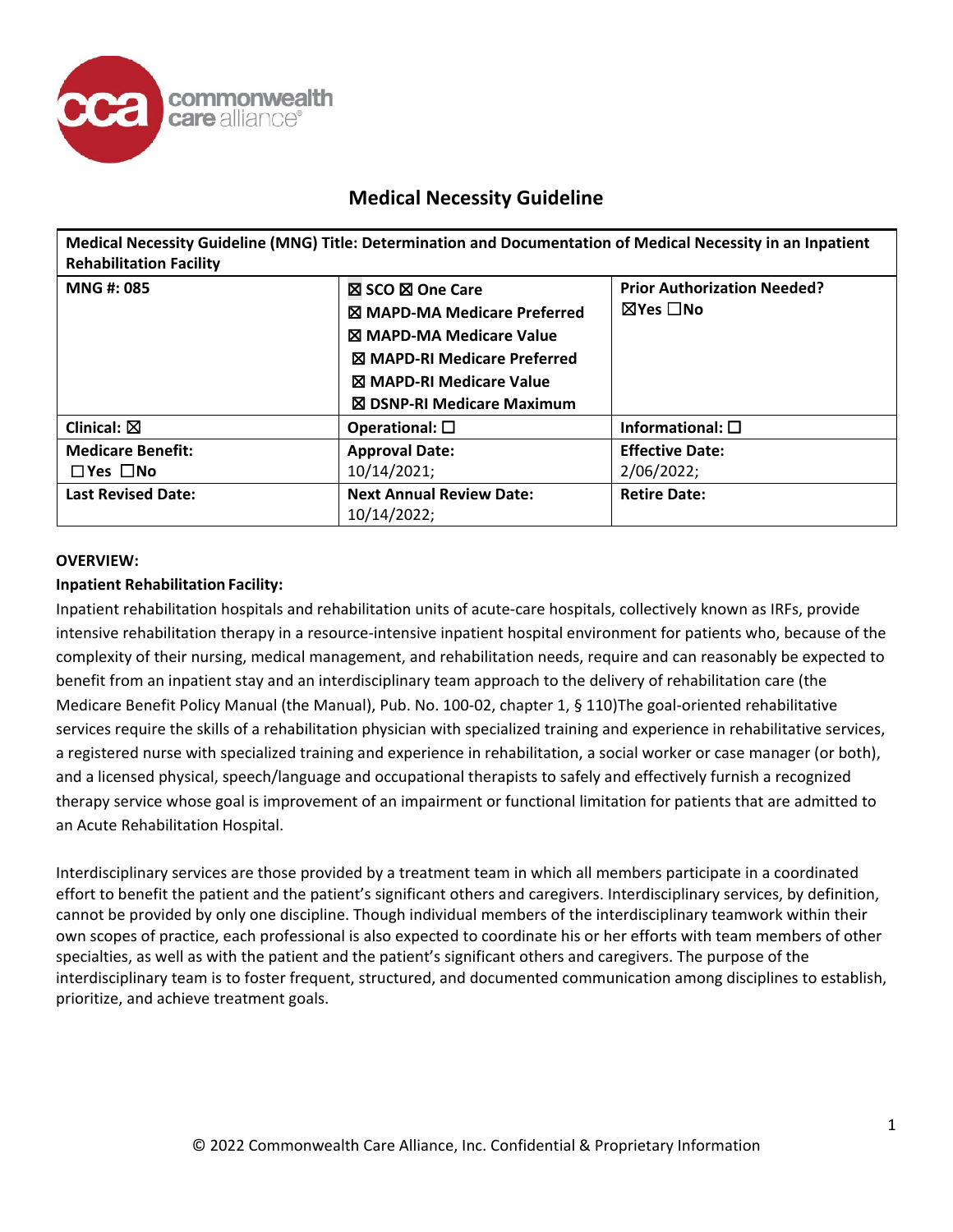# Medical Necessity Guideline

| Medical Necessity Guideline (MNG) Title: Determination and Documentation of Medical Necessity in an Inpatient Rehabilitation Facility | | |
|---|---|---|
| **MNG #: 085** | ☒ SCO ☒ One Care<br>☒ MAPD-MA Medicare Preferred<br>☒ MAPD-MA Medicare Value<br>☒ MAPD-RI Medicare Preferred<br>☒ MAPD-RI Medicare Value<br>☒ DSNP-RI Medicare Maximum | **Prior Authorization Needed?**<br>☒Yes ☐No |
| **Clinical:** ☒ | **Operational:** ☐ | **Informational:** ☐ |
| **Medicare Benefit:**<br>☐Yes ☐No | **Approval Date:**<br>10/14/2021; | **Effective Date:**<br>2/06/2022; |
| **Last Revised Date:** | **Next Annual Review Date:**<br>10/14/2022; | **Retire Date:** |

**OVERVIEW:**

**Inpatient Rehabilitation Facility:**

Inpatient rehabilitation hospitals and rehabilitation units of acute-care hospitals, collectively known as IRFs, provide intensive rehabilitation therapy in a resource-intensive inpatient hospital environment for patients who, because of the complexity of their nursing, medical management, and rehabilitation needs, require and can reasonably be expected to benefit from an inpatient stay and an interdisciplinary team approach to the delivery of rehabilitation care (the Medicare Benefit Policy Manual (the Manual), Pub. No. 100-02, chapter 1, § 110)The goal-oriented rehabilitative services require the skills of a rehabilitation physician with specialized training and experience in rehabilitative services, a registered nurse with specialized training and experience in rehabilitation, a social worker or case manager (or both), and a licensed physical, speech/language and occupational therapists to safely and effectively furnish a recognized therapy service whose goal is improvement of an impairment or functional limitation for patients that are admitted to an Acute Rehabilitation Hospital.

Interdisciplinary services are those provided by a treatment team in which all members participate in a coordinated effort to benefit the patient and the patient's significant others and caregivers. Interdisciplinary services, by definition, cannot be provided by only one discipline. Though individual members of the interdisciplinary teamwork within their own scopes of practice, each professional is also expected to coordinate his or her efforts with team members of other specialties, as well as with the patient and the patient's significant others and caregivers. The purpose of the interdisciplinary team is to foster frequent, structured, and documented communication among disciplines to establish, prioritize, and achieve treatment goals.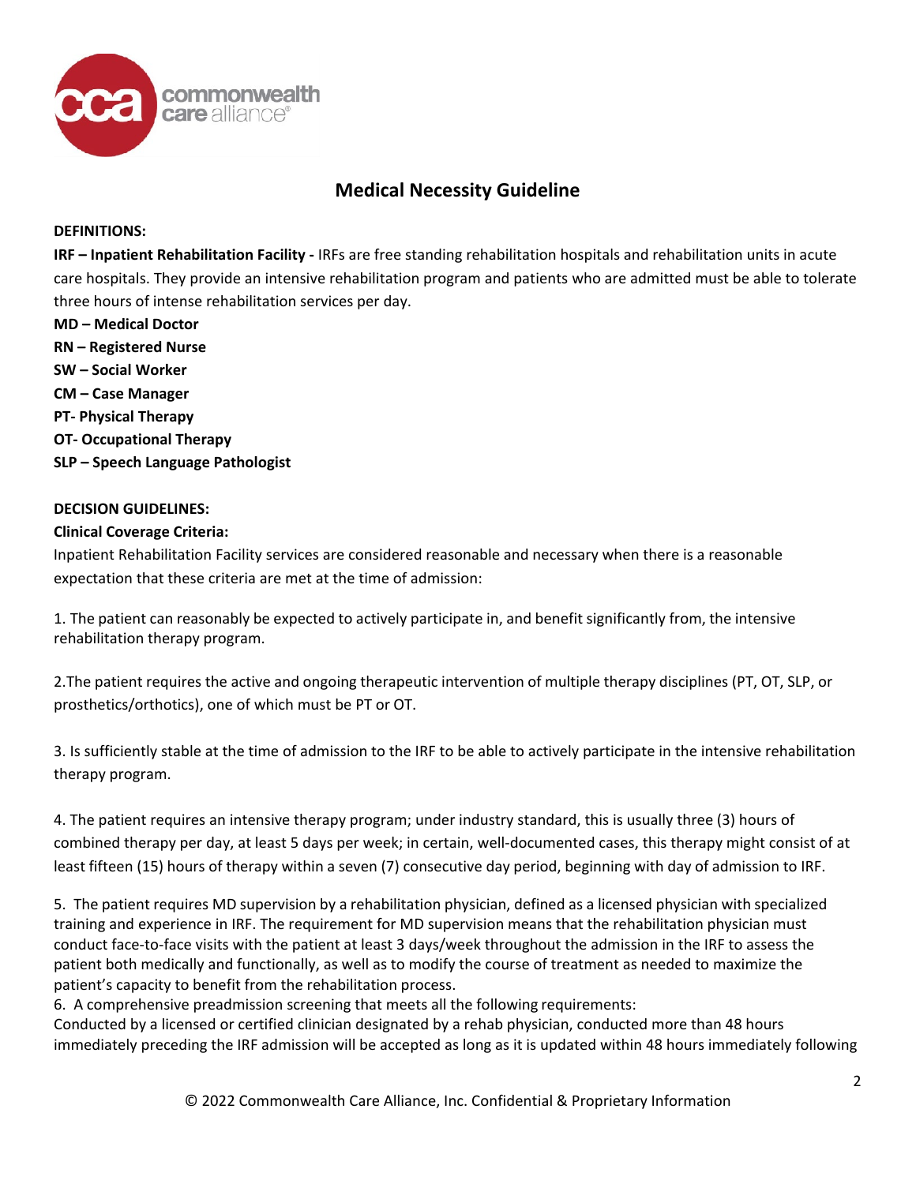## Medical Necessity Guideline

**DEFINITIONS:**

**IRF – Inpatient Rehabilitation Facility -** IRFs are free standing rehabilitation hospitals and rehabilitation units in acute care hospitals. They provide an intensive rehabilitation program and patients who are admitted must be able to tolerate three hours of intense rehabilitation services per day.

**MD – Medical Doctor**
**RN – Registered Nurse**
**SW – Social Worker**
**CM – Case Manager**
**PT- Physical Therapy**
**OT- Occupational Therapy**
**SLP – Speech Language Pathologist**

**DECISION GUIDELINES:**

**Clinical Coverage Criteria:**

Inpatient Rehabilitation Facility services are considered reasonable and necessary when there is a reasonable expectation that these criteria are met at the time of admission:

1. The patient can reasonably be expected to actively participate in, and benefit significantly from, the intensive rehabilitation therapy program.

2. The patient requires the active and ongoing therapeutic intervention of multiple therapy disciplines (PT, OT, SLP, or prosthetics/orthotics), one of which must be PT or OT.

3. Is sufficiently stable at the time of admission to the IRF to be able to actively participate in the intensive rehabilitation therapy program.

4. The patient requires an intensive therapy program; under industry standard, this is usually three (3) hours of combined therapy per day, at least 5 days per week; in certain, well-documented cases, this therapy might consist of at least fifteen (15) hours of therapy within a seven (7) consecutive day period, beginning with day of admission to IRF.

5. The patient requires MD supervision by a rehabilitation physician, defined as a licensed physician with specialized training and experience in IRF. The requirement for MD supervision means that the rehabilitation physician must conduct face-to-face visits with the patient at least 3 days/week throughout the admission in the IRF to assess the patient both medically and functionally, as well as to modify the course of treatment as needed to maximize the patient's capacity to benefit from the rehabilitation process.

6. A comprehensive preadmission screening that meets all the following requirements:
Conducted by a licensed or certified clinician designated by a rehab physician, conducted more than 48 hours immediately preceding the IRF admission will be accepted as long as it is updated within 48 hours immediately following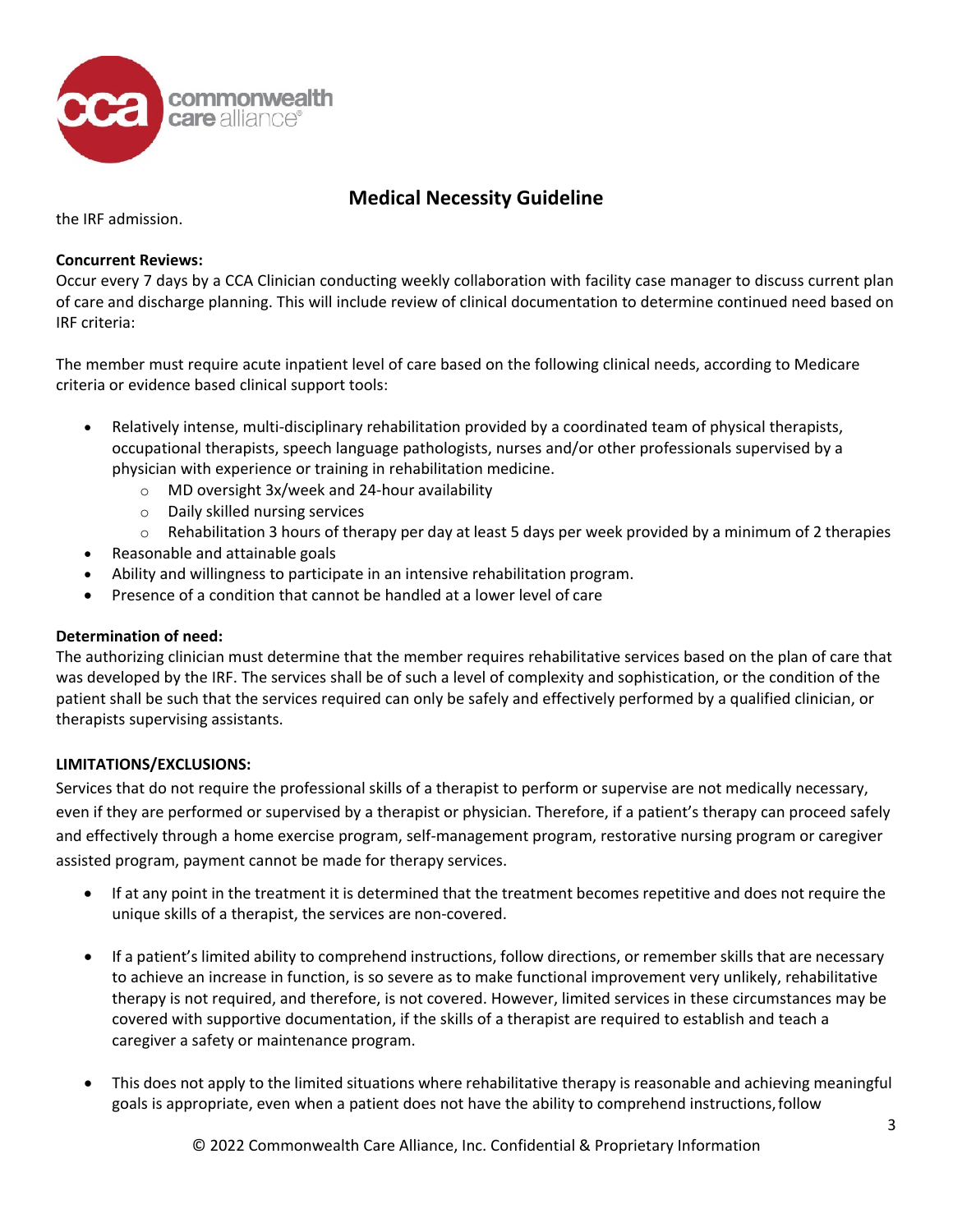the IRF admission.

**Concurrent Reviews:**
Occur every 7 days by a CCA Clinician conducting weekly collaboration with facility case manager to discuss current plan of care and discharge planning. This will include review of clinical documentation to determine continued need based on IRF criteria:

The member must require acute inpatient level of care based on the following clinical needs, according to Medicare criteria or evidence based clinical support tools:

- Relatively intense, multi-disciplinary rehabilitation provided by a coordinated team of physical therapists, occupational therapists, speech language pathologists, nurses and/or other professionals supervised by a physician with experience or training in rehabilitation medicine.
    - MD oversight 3x/week and 24-hour availability
    - Daily skilled nursing services
    - Rehabilitation 3 hours of therapy per day at least 5 days per week provided by a minimum of 2 therapies
- Reasonable and attainable goals
- Ability and willingness to participate in an intensive rehabilitation program.
- Presence of a condition that cannot be handled at a lower level of care

**Determination of need:**
The authorizing clinician must determine that the member requires rehabilitative services based on the plan of care that was developed by the IRF. The services shall be of such a level of complexity and sophistication, or the condition of the patient shall be such that the services required can only be safely and effectively performed by a qualified clinician, or therapists supervising assistants.

**LIMITATIONS/EXCLUSIONS:**
Services that do not require the professional skills of a therapist to perform or supervise are not medically necessary, even if they are performed or supervised by a therapist or physician. Therefore, if a patient's therapy can proceed safely and effectively through a home exercise program, self-management program, restorative nursing program or caregiver assisted program, payment cannot be made for therapy services.

- If at any point in the treatment it is determined that the treatment becomes repetitive and does not require the unique skills of a therapist, the services are non-covered.

- If a patient's limited ability to comprehend instructions, follow directions, or remember skills that are necessary to achieve an increase in function, is so severe as to make functional improvement very unlikely, rehabilitative therapy is not required, and therefore, is not covered. However, limited services in these circumstances may be covered with supportive documentation, if the skills of a therapist are required to establish and teach a caregiver a safety or maintenance program.

- This does not apply to the limited situations where rehabilitative therapy is reasonable and achieving meaningful goals is appropriate, even when a patient does not have the ability to comprehend instructions, follow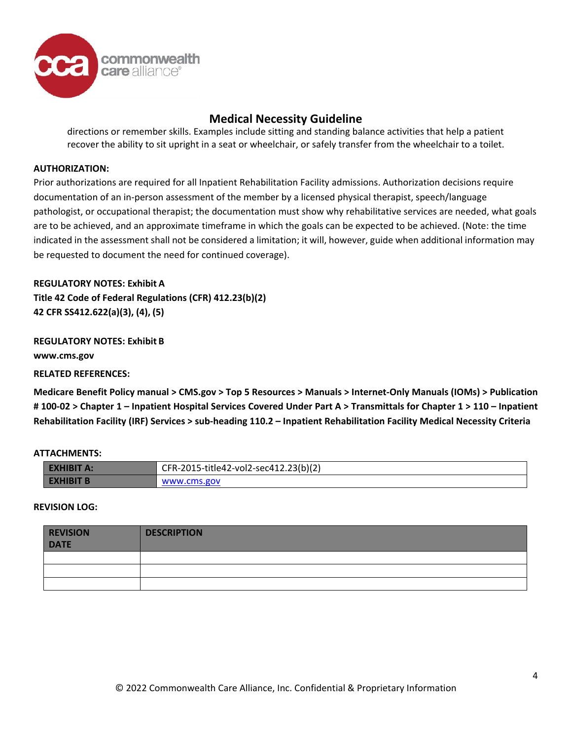directions or remember skills. Examples include sitting and standing balance activities that help a patient recover the ability to sit upright in a seat or wheelchair, or safely transfer from the wheelchair to a toilet.

**AUTHORIZATION:**

Prior authorizations are required for all Inpatient Rehabilitation Facility admissions. Authorization decisions require documentation of an in-person assessment of the member by a licensed physical therapist, speech/language pathologist, or occupational therapist; the documentation must show why rehabilitative services are needed, what goals are to be achieved, and an approximate timeframe in which the goals can be expected to be achieved. (Note: the time indicated in the assessment shall not be considered a limitation; it will, however, guide when additional information may be requested to document the need for continued coverage).

**REGULATORY NOTES: Exhibit A**
**Title 42 Code of Federal Regulations (CFR) 412.23(b)(2)**
**42 CFR SS412.622(a)(3), (4), (5)**

**REGULATORY NOTES: Exhibit B**
**www.cms.gov**

**RELATED REFERENCES:**

**Medicare Benefit Policy manual > CMS.gov > Top 5 Resources > Manuals > Internet-Only Manuals (IOMs) > Publication # 100-02 > Chapter 1 – Inpatient Hospital Services Covered Under Part A > Transmittals for Chapter 1 > 110 – Inpatient Rehabilitation Facility (IRF) Services > sub-heading 110.2 – Inpatient Rehabilitation Facility Medical Necessity Criteria**

**ATTACHMENTS:**

| | |
|---|---|
| **EXHIBIT A:** | CFR-2015-title42-vol2-sec412.23(b)(2) |
| **EXHIBIT B** | www.cms.gov |

**REVISION LOG:**

| REVISION DATE | DESCRIPTION |
|---|---|
| | |
| | |
| | |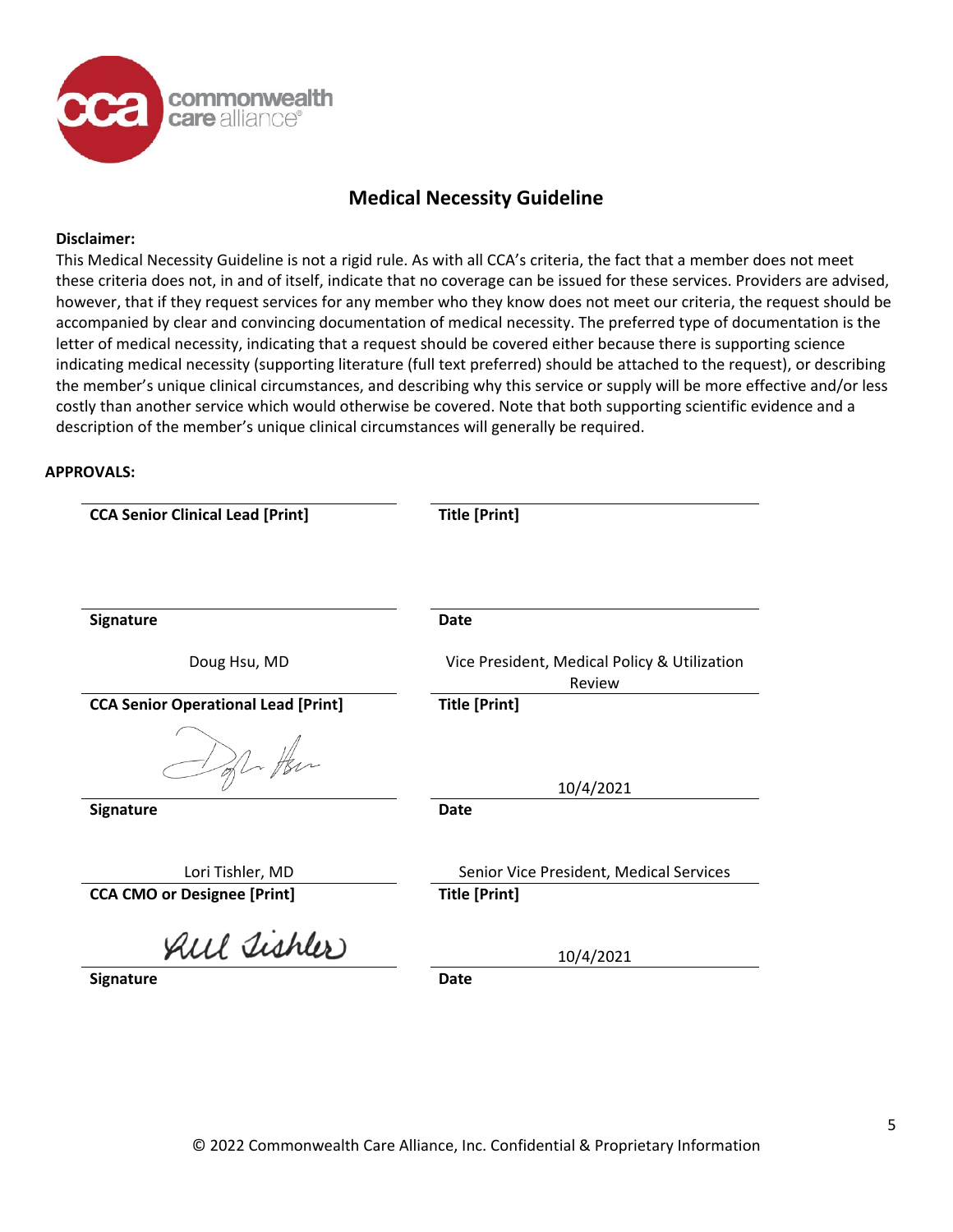## Medical Necessity Guideline

**Disclaimer:**
This Medical Necessity Guideline is not a rigid rule. As with all CCA's criteria, the fact that a member does not meet these criteria does not, in and of itself, indicate that no coverage can be issued for these services. Providers are advised, however, that if they request services for any member who they know does not meet our criteria, the request should be accompanied by clear and convincing documentation of medical necessity. The preferred type of documentation is the letter of medical necessity, indicating that a request should be covered either because there is supporting science indicating medical necessity (supporting literature (full text preferred) should be attached to the request), or describing the member's unique clinical circumstances, and describing why this service or supply will be more effective and/or less costly than another service which would otherwise be covered. Note that both supporting scientific evidence and a description of the member's unique clinical circumstances will generally be required.

**APPROVALS:**

| | |
|---|---|
| **CCA Senior Clinical Lead [Print]** | **Title [Print]** |
| | |
| **Signature** | **Date** |
| Doug Hsu, MD | Vice President, Medical Policy & Utilization Review |
| **CCA Senior Operational Lead [Print]** | **Title [Print]** |
| [signature] | 10/4/2021 |
| **Signature** | **Date** |
| Lori Tishler, MD | Senior Vice President, Medical Services |
| **CCA CMO or Designee [Print]** | **Title [Print]** |
| [signature] | 10/4/2021 |
| **Signature** | **Date** |

© 2022 Commonwealth Care Alliance, Inc. Confidential & Proprietary Information